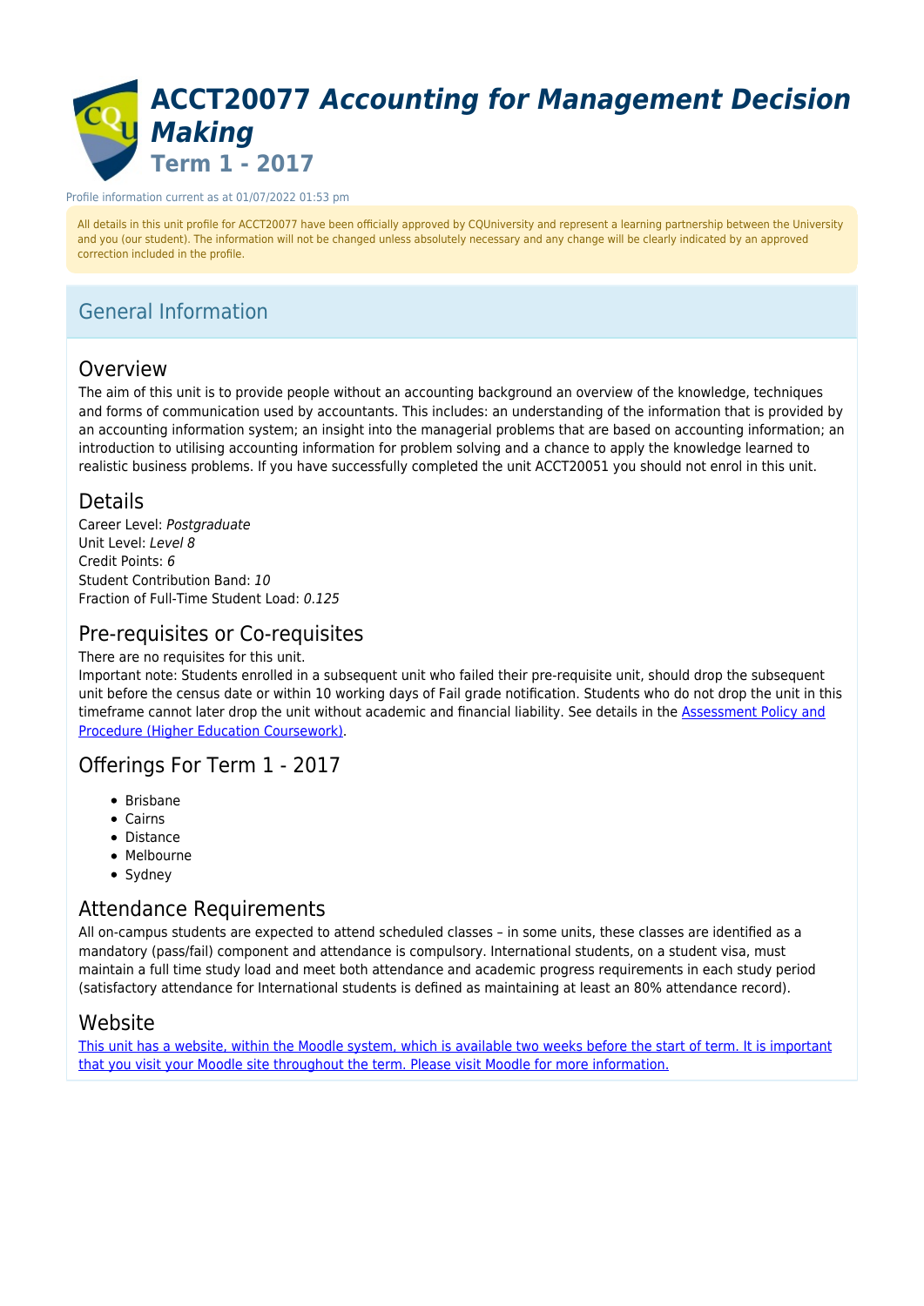# ACCT20077 *Accounting for Management Decision Making*

## Term 1 - 2017

Profile information current as at 01/07/2022 01:53 pm

All details in this unit profile for ACCT20077 have been officially approved by CQUniversity and represent a learning partnership between the University and you (our student). The information will not be changed unless absolutely necessary and any change will be clearly indicated by an approved correction included in the profile.

## General Information

### Overview

The aim of this unit is to provide people without an accounting background an overview of the knowledge, techniques and forms of communication used by accountants. This includes: an understanding of the information that is provided by an accounting information system; an insight into the managerial problems that are based on accounting information; an introduction to utilising accounting information for problem solving and a chance to apply the knowledge learned to realistic business problems. If you have successfully completed the unit ACCT20051 you should not enrol in this unit.

### Details

Career Level: *Postgraduate*
Unit Level: *Level 8*
Credit Points: *6*
Student Contribution Band: *10*
Fraction of Full-Time Student Load: *0.125*

### Pre-requisites or Co-requisites

There are no requisites for this unit.
Important note: Students enrolled in a subsequent unit who failed their pre-requisite unit, should drop the subsequent unit before the census date or within 10 working days of Fail grade notification. Students who do not drop the unit in this timeframe cannot later drop the unit without academic and financial liability. See details in the Assessment Policy and Procedure (Higher Education Coursework).

### Offerings For Term 1 - 2017

- Brisbane
- Cairns
- Distance
- Melbourne
- Sydney

### Attendance Requirements

All on-campus students are expected to attend scheduled classes – in some units, these classes are identified as a mandatory (pass/fail) component and attendance is compulsory. International students, on a student visa, must maintain a full time study load and meet both attendance and academic progress requirements in each study period (satisfactory attendance for International students is defined as maintaining at least an 80% attendance record).

### Website

This unit has a website, within the Moodle system, which is available two weeks before the start of term. It is important that you visit your Moodle site throughout the term. Please visit Moodle for more information.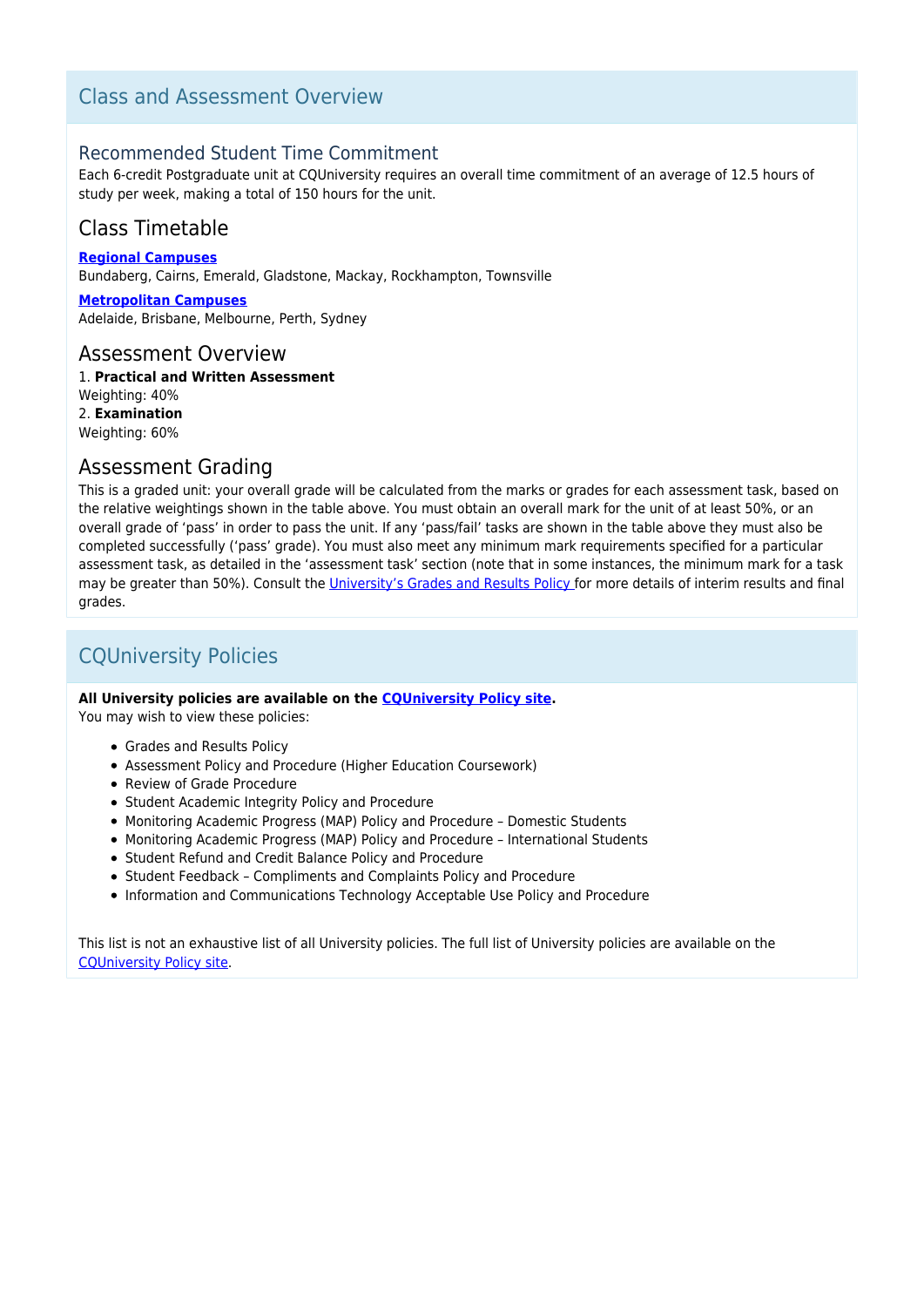## Class and Assessment Overview

### Recommended Student Time Commitment

Each 6-credit Postgraduate unit at CQUniversity requires an overall time commitment of an average of 12.5 hours of study per week, making a total of 150 hours for the unit.

### Class Timetable

**Regional Campuses**
Bundaberg, Cairns, Emerald, Gladstone, Mackay, Rockhampton, Townsville

**Metropolitan Campuses**
Adelaide, Brisbane, Melbourne, Perth, Sydney

### Assessment Overview

1. **Practical and Written Assessment**
Weighting: 40%
2. **Examination**
Weighting: 60%

### Assessment Grading

This is a graded unit: your overall grade will be calculated from the marks or grades for each assessment task, based on the relative weightings shown in the table above. You must obtain an overall mark for the unit of at least 50%, or an overall grade of 'pass' in order to pass the unit. If any 'pass/fail' tasks are shown in the table above they must also be completed successfully ('pass' grade). You must also meet any minimum mark requirements specified for a particular assessment task, as detailed in the 'assessment task' section (note that in some instances, the minimum mark for a task may be greater than 50%). Consult the University's Grades and Results Policy for more details of interim results and final grades.

## CQUniversity Policies

**All University policies are available on the CQUniversity Policy site.**
You may wish to view these policies:

- Grades and Results Policy
- Assessment Policy and Procedure (Higher Education Coursework)
- Review of Grade Procedure
- Student Academic Integrity Policy and Procedure
- Monitoring Academic Progress (MAP) Policy and Procedure – Domestic Students
- Monitoring Academic Progress (MAP) Policy and Procedure – International Students
- Student Refund and Credit Balance Policy and Procedure
- Student Feedback – Compliments and Complaints Policy and Procedure
- Information and Communications Technology Acceptable Use Policy and Procedure

This list is not an exhaustive list of all University policies. The full list of University policies are available on the CQUniversity Policy site.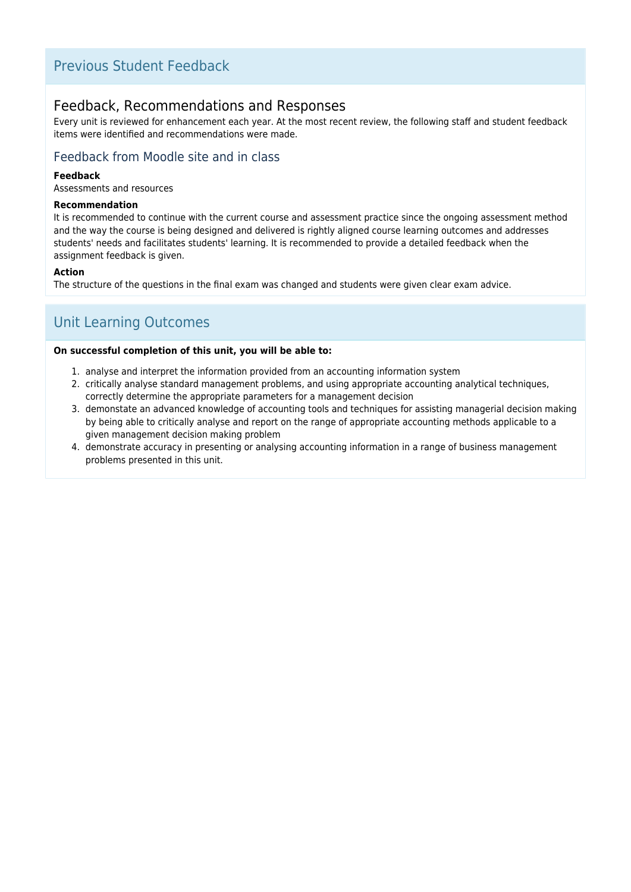## Previous Student Feedback

### Feedback, Recommendations and Responses

Every unit is reviewed for enhancement each year. At the most recent review, the following staff and student feedback items were identified and recommendations were made.

#### Feedback from Moodle site and in class

**Feedback**

Assessments and resources

**Recommendation**

It is recommended to continue with the current course and assessment practice since the ongoing assessment method and the way the course is being designed and delivered is rightly aligned course learning outcomes and addresses students' needs and facilitates students' learning. It is recommended to provide a detailed feedback when the assignment feedback is given.

**Action**

The structure of the questions in the final exam was changed and students were given clear exam advice.

## Unit Learning Outcomes

**On successful completion of this unit, you will be able to:**

1. analyse and interpret the information provided from an accounting information system
2. critically analyse standard management problems, and using appropriate accounting analytical techniques, correctly determine the appropriate parameters for a management decision
3. demonstate an advanced knowledge of accounting tools and techniques for assisting managerial decision making by being able to critically analyse and report on the range of appropriate accounting methods applicable to a given management decision making problem
4. demonstrate accuracy in presenting or analysing accounting information in a range of business management problems presented in this unit.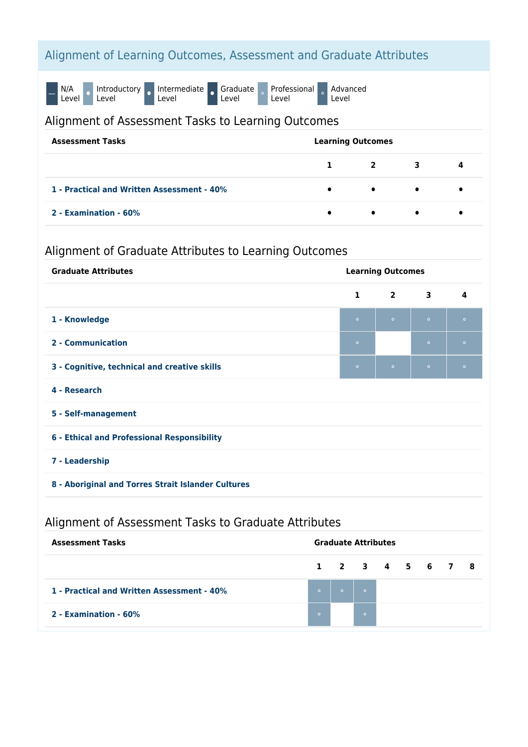## Alignment of Learning Outcomes, Assessment and Graduate Attributes

— N/A Level ∘ Introductory Level • Intermediate Level • Graduate Level ∘ Professional Level ∘ Advanced Level

### Alignment of Assessment Tasks to Learning Outcomes

| Assessment Tasks | Learning Outcomes | | | |
|---|---|---|---|---|
| | 1 | 2 | 3 | 4 |
| 1 - Practical and Written Assessment - 40% | • | • | • | • |
| 2 - Examination - 60% | • | • | • | • |

### Alignment of Graduate Attributes to Learning Outcomes

| Graduate Attributes | Learning Outcomes | | | |
|---|---|---|---|---|
| | 1 | 2 | 3 | 4 |
| 1 - Knowledge | ∘ | ∘ | ∘ | ∘ |
| 2 - Communication | ∘ | | ∘ | ∘ |
| 3 - Cognitive, technical and creative skills | ∘ | ∘ | ∘ | ∘ |
| 4 - Research | | | | |
| 5 - Self-management | | | | |
| 6 - Ethical and Professional Responsibility | | | | |
| 7 - Leadership | | | | |
| 8 - Aboriginal and Torres Strait Islander Cultures | | | | |

### Alignment of Assessment Tasks to Graduate Attributes

| Assessment Tasks | Graduate Attributes | | | | | | | |
|---|---|---|---|---|---|---|---|---|
| | 1 | 2 | 3 | 4 | 5 | 6 | 7 | 8 |
| 1 - Practical and Written Assessment - 40% | ∘ | ∘ | ∘ | | | | | |
| 2 - Examination - 60% | ∘ | | ∘ | | | | | |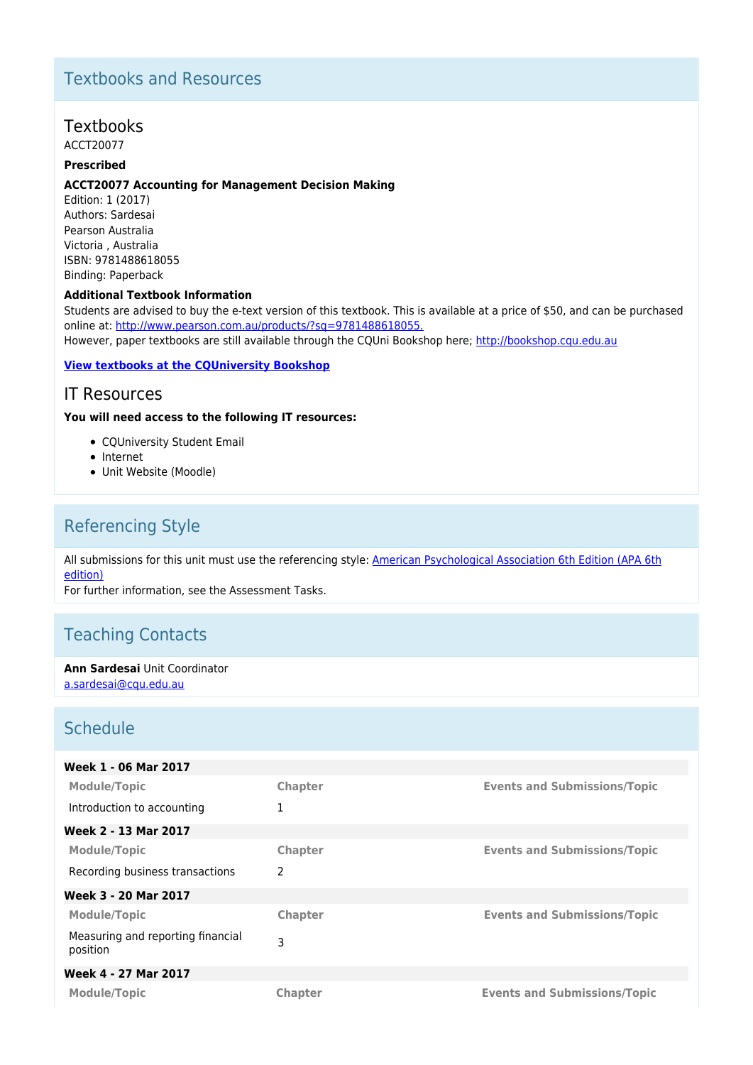## Textbooks and Resources

### Textbooks

ACCT20077

**Prescribed**

**ACCT20077 Accounting for Management Decision Making**
Edition: 1 (2017)
Authors: Sardesai
Pearson Australia
Victoria , Australia
ISBN: 9781488618055
Binding: Paperback

**Additional Textbook Information**
Students are advised to buy the e-text version of this textbook. This is available at a price of $50, and can be purchased online at: [http://www.pearson.com.au/products/?sq=9781488618055.](http://www.pearson.com.au/products/?sq=9781488618055.)
However, paper textbooks are still available through the CQUni Bookshop here; [http://bookshop.cqu.edu.au](http://bookshop.cqu.edu.au)

**[View textbooks at the CQUniversity Bookshop](http://bookshop.cqu.edu.au)**

### IT Resources

**You will need access to the following IT resources:**

- CQUniversity Student Email
- Internet
- Unit Website (Moodle)

## Referencing Style

All submissions for this unit must use the referencing style: American Psychological Association 6th Edition (APA 6th edition)
For further information, see the Assessment Tasks.

## Teaching Contacts

**Ann Sardesai** Unit Coordinator
[a.sardesai@cqu.edu.au](mailto:a.sardesai@cqu.edu.au)

## Schedule

**Week 1 - 06 Mar 2017**

| Module/Topic | Chapter | Events and Submissions/Topic |
| --- | --- | --- |
| Introduction to accounting | 1 | |

**Week 2 - 13 Mar 2017**

| Module/Topic | Chapter | Events and Submissions/Topic |
| --- | --- | --- |
| Recording business transactions | 2 | |

**Week 3 - 20 Mar 2017**

| Module/Topic | Chapter | Events and Submissions/Topic |
| --- | --- | --- |
| Measuring and reporting financial position | 3 | |

**Week 4 - 27 Mar 2017**

| Module/Topic | Chapter | Events and Submissions/Topic |
| --- | --- | --- |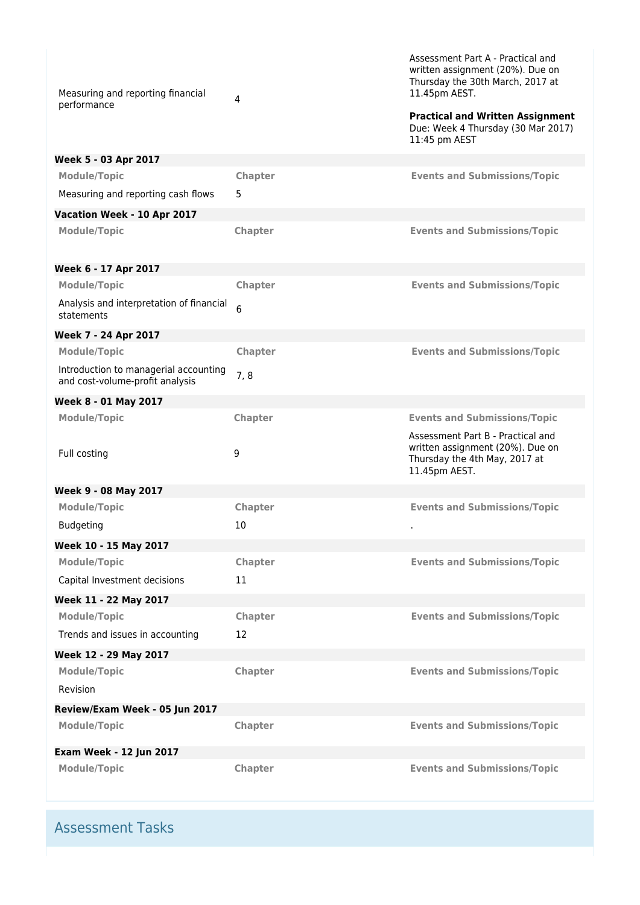| Module/Topic | Chapter | Events and Submissions/Topic |
|---|---|---|
| Measuring and reporting financial performance | 4 | Assessment Part A - Practical and written assignment (20%). Due on Thursday the 30th March, 2017 at 11.45pm AEST. **Practical and Written Assignment** Due: Week 4 Thursday (30 Mar 2017) 11:45 pm AEST |

**Week 5 - 03 Apr 2017**

| Module/Topic | Chapter | Events and Submissions/Topic |
|---|---|---|
| Measuring and reporting cash flows | 5 | |

**Vacation Week - 10 Apr 2017**

| Module/Topic | Chapter | Events and Submissions/Topic |
|---|---|---|
| | | |

**Week 6 - 17 Apr 2017**

| Module/Topic | Chapter | Events and Submissions/Topic |
|---|---|---|
| Analysis and interpretation of financial statements | 6 | |

**Week 7 - 24 Apr 2017**

| Module/Topic | Chapter | Events and Submissions/Topic |
|---|---|---|
| Introduction to managerial accounting and cost-volume-profit analysis | 7, 8 | |

**Week 8 - 01 May 2017**

| Module/Topic | Chapter | Events and Submissions/Topic |
|---|---|---|
| Full costing | 9 | Assessment Part B - Practical and written assignment (20%). Due on Thursday the 4th May, 2017 at 11.45pm AEST. |

**Week 9 - 08 May 2017**

| Module/Topic | Chapter | Events and Submissions/Topic |
|---|---|---|
| Budgeting | 10 | . |

**Week 10 - 15 May 2017**

| Module/Topic | Chapter | Events and Submissions/Topic |
|---|---|---|
| Capital Investment decisions | 11 | |

**Week 11 - 22 May 2017**

| Module/Topic | Chapter | Events and Submissions/Topic |
|---|---|---|
| Trends and issues in accounting | 12 | |

**Week 12 - 29 May 2017**

| Module/Topic | Chapter | Events and Submissions/Topic |
|---|---|---|
| Revision | | |

**Review/Exam Week - 05 Jun 2017**

| Module/Topic | Chapter | Events and Submissions/Topic |
|---|---|---|
| | | |

**Exam Week - 12 Jun 2017**

| Module/Topic | Chapter | Events and Submissions/Topic |
|---|---|---|
| | | |

## Assessment Tasks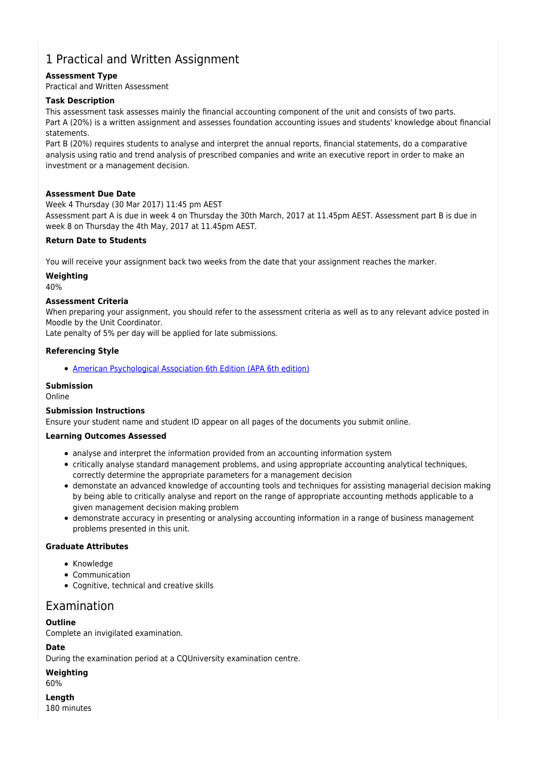## 1 Practical and Written Assignment

**Assessment Type**

Practical and Written Assessment

**Task Description**

This assessment task assesses mainly the financial accounting component of the unit and consists of two parts.
Part A (20%) is a written assignment and assesses foundation accounting issues and students' knowledge about financial statements.
Part B (20%) requires students to analyse and interpret the annual reports, financial statements, do a comparative analysis using ratio and trend analysis of prescribed companies and write an executive report in order to make an investment or a management decision.

**Assessment Due Date**

Week 4 Thursday (30 Mar 2017) 11:45 pm AEST
Assessment part A is due in week 4 on Thursday the 30th March, 2017 at 11.45pm AEST. Assessment part B is due in week 8 on Thursday the 4th May, 2017 at 11.45pm AEST.

**Return Date to Students**

You will receive your assignment back two weeks from the date that your assignment reaches the marker.

**Weighting**

40%

**Assessment Criteria**

When preparing your assignment, you should refer to the assessment criteria as well as to any relevant advice posted in Moodle by the Unit Coordinator.
Late penalty of 5% per day will be applied for late submissions.

**Referencing Style**

- American Psychological Association 6th Edition (APA 6th edition)

**Submission**

Online

**Submission Instructions**

Ensure your student name and student ID appear on all pages of the documents you submit online.

**Learning Outcomes Assessed**

- analyse and interpret the information provided from an accounting information system
- critically analyse standard management problems, and using appropriate accounting analytical techniques, correctly determine the appropriate parameters for a management decision
- demonstate an advanced knowledge of accounting tools and techniques for assisting managerial decision making by being able to critically analyse and report on the range of appropriate accounting methods applicable to a given management decision making problem
- demonstrate accuracy in presenting or analysing accounting information in a range of business management problems presented in this unit.

**Graduate Attributes**

- Knowledge
- Communication
- Cognitive, technical and creative skills

## Examination

**Outline**

Complete an invigilated examination.

**Date**

During the examination period at a CQUniversity examination centre.

**Weighting**

60%

**Length**

180 minutes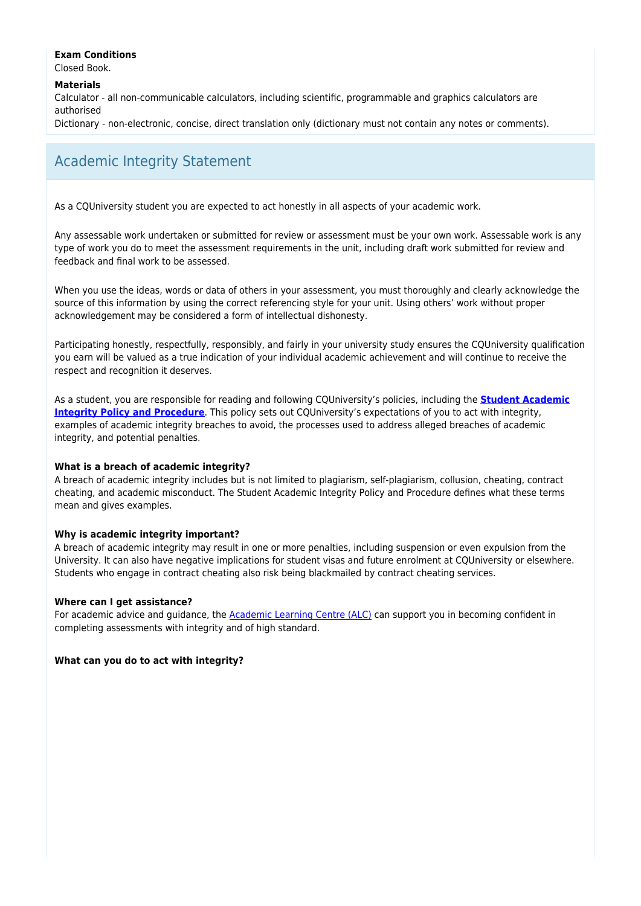**Exam Conditions**
Closed Book.

**Materials**
Calculator - all non-communicable calculators, including scientific, programmable and graphics calculators are authorised
Dictionary - non-electronic, concise, direct translation only (dictionary must not contain any notes or comments).

## Academic Integrity Statement

As a CQUniversity student you are expected to act honestly in all aspects of your academic work.

Any assessable work undertaken or submitted for review or assessment must be your own work. Assessable work is any type of work you do to meet the assessment requirements in the unit, including draft work submitted for review and feedback and final work to be assessed.

When you use the ideas, words or data of others in your assessment, you must thoroughly and clearly acknowledge the source of this information by using the correct referencing style for your unit. Using others' work without proper acknowledgement may be considered a form of intellectual dishonesty.

Participating honestly, respectfully, responsibly, and fairly in your university study ensures the CQUniversity qualification you earn will be valued as a true indication of your individual academic achievement and will continue to receive the respect and recognition it deserves.

As a student, you are responsible for reading and following CQUniversity's policies, including the **Student Academic Integrity Policy and Procedure**. This policy sets out CQUniversity's expectations of you to act with integrity, examples of academic integrity breaches to avoid, the processes used to address alleged breaches of academic integrity, and potential penalties.

**What is a breach of academic integrity?**
A breach of academic integrity includes but is not limited to plagiarism, self-plagiarism, collusion, cheating, contract cheating, and academic misconduct. The Student Academic Integrity Policy and Procedure defines what these terms mean and gives examples.

**Why is academic integrity important?**
A breach of academic integrity may result in one or more penalties, including suspension or even expulsion from the University. It can also have negative implications for student visas and future enrolment at CQUniversity or elsewhere. Students who engage in contract cheating also risk being blackmailed by contract cheating services.

**Where can I get assistance?**
For academic advice and guidance, the Academic Learning Centre (ALC) can support you in becoming confident in completing assessments with integrity and of high standard.

**What can you do to act with integrity?**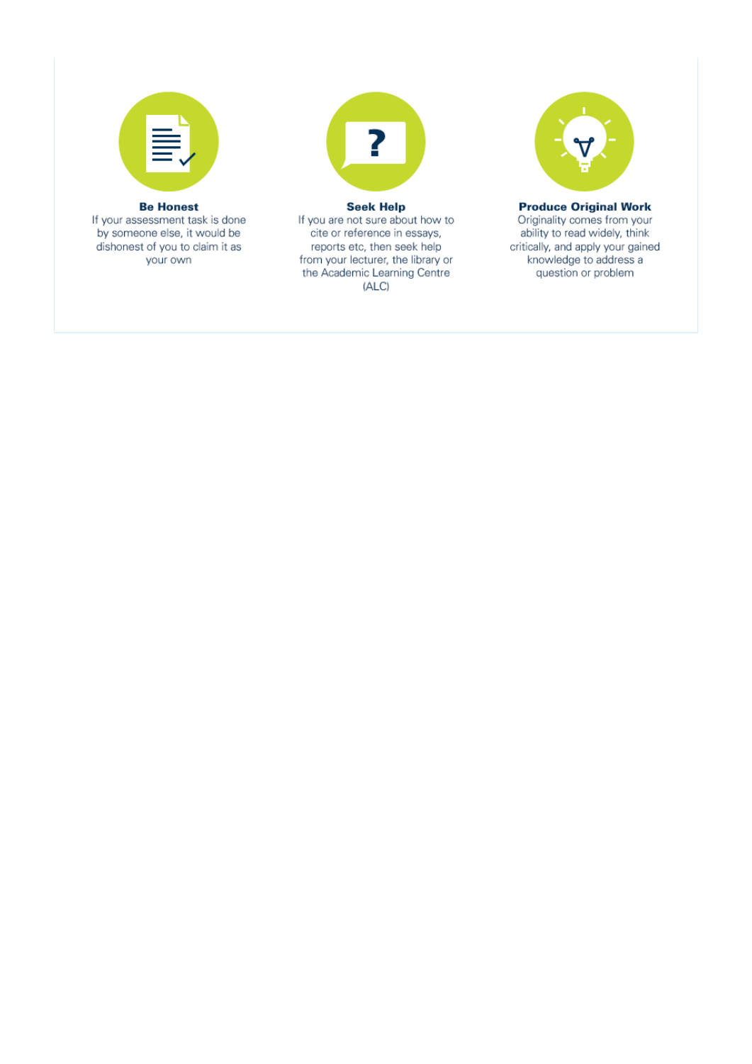**Be Honest**
If your assessment task is done by someone else, it would be dishonest of you to claim it as your own

**Seek Help**
If you are not sure about how to cite or reference in essays, reports etc, then seek help from your lecturer, the library or the Academic Learning Centre (ALC)

**Produce Original Work**
Originality comes from your ability to read widely, think critically, and apply your gained knowledge to address a question or problem